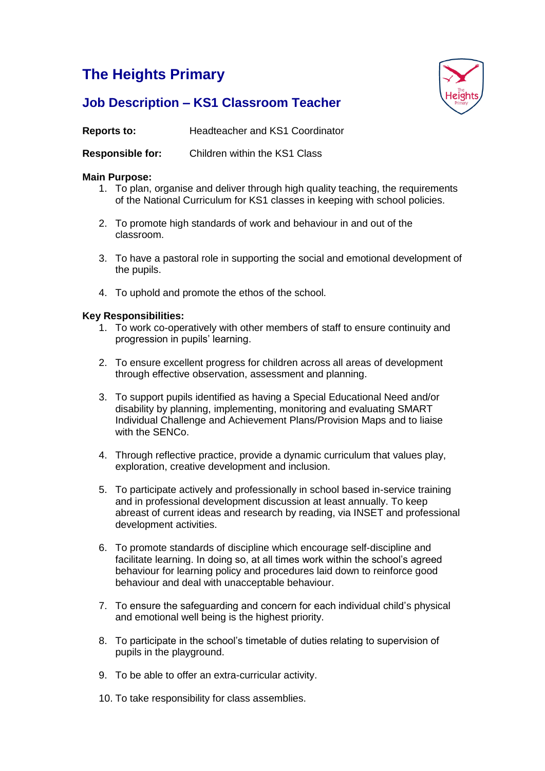# The Heights Primary

## Job Description – KS1 Classroom Teacher

**Reports to:** Headteacher and KS1 Coordinator

**Responsible for:** Children within the KS1 Class

**Main Purpose:**

1. To plan, organise and deliver through high quality teaching, the requirements of the National Curriculum for KS1 classes in keeping with school policies.
2. To promote high standards of work and behaviour in and out of the classroom.
3. To have a pastoral role in supporting the social and emotional development of the pupils.
4. To uphold and promote the ethos of the school.

**Key Responsibilities:**

1. To work co-operatively with other members of staff to ensure continuity and progression in pupils' learning.
2. To ensure excellent progress for children across all areas of development through effective observation, assessment and planning.
3. To support pupils identified as having a Special Educational Need and/or disability by planning, implementing, monitoring and evaluating SMART Individual Challenge and Achievement Plans/Provision Maps and to liaise with the SENCo.
4. Through reflective practice, provide a dynamic curriculum that values play, exploration, creative development and inclusion.
5. To participate actively and professionally in school based in-service training and in professional development discussion at least annually. To keep abreast of current ideas and research by reading, via INSET and professional development activities.
6. To promote standards of discipline which encourage self-discipline and facilitate learning. In doing so, at all times work within the school's agreed behaviour for learning policy and procedures laid down to reinforce good behaviour and deal with unacceptable behaviour.
7. To ensure the safeguarding and concern for each individual child's physical and emotional well being is the highest priority.
8. To participate in the school's timetable of duties relating to supervision of pupils in the playground.
9. To be able to offer an extra-curricular activity.
10. To take responsibility for class assemblies.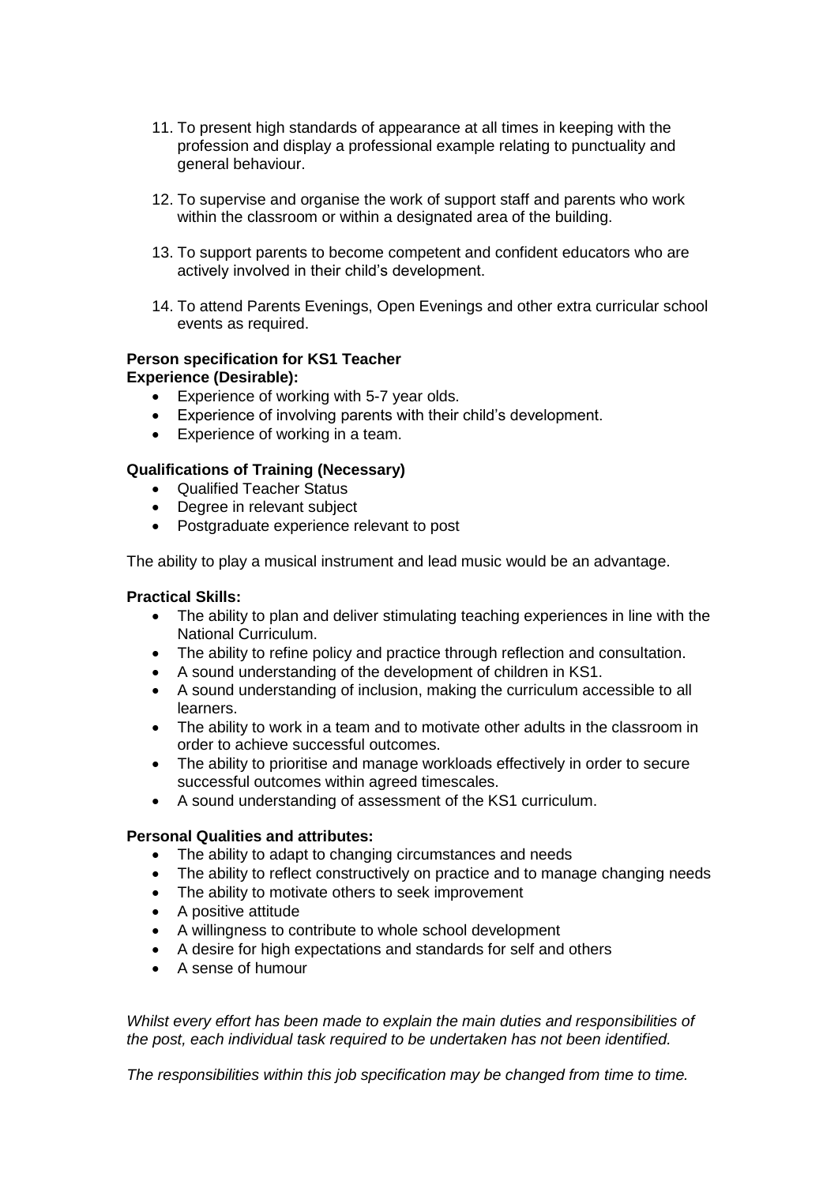11. To present high standards of appearance at all times in keeping with the profession and display a professional example relating to punctuality and general behaviour.

12. To supervise and organise the work of support staff and parents who work within the classroom or within a designated area of the building.

13. To support parents to become competent and confident educators who are actively involved in their child's development.

14. To attend Parents Evenings, Open Evenings and other extra curricular school events as required.

**Person specification for KS1 Teacher**
**Experience (Desirable):**

- Experience of working with 5-7 year olds.
- Experience of involving parents with their child's development.
- Experience of working in a team.

**Qualifications of Training (Necessary)**

- Qualified Teacher Status
- Degree in relevant subject
- Postgraduate experience relevant to post

The ability to play a musical instrument and lead music would be an advantage.

**Practical Skills:**

- The ability to plan and deliver stimulating teaching experiences in line with the National Curriculum.
- The ability to refine policy and practice through reflection and consultation.
- A sound understanding of the development of children in KS1.
- A sound understanding of inclusion, making the curriculum accessible to all learners.
- The ability to work in a team and to motivate other adults in the classroom in order to achieve successful outcomes.
- The ability to prioritise and manage workloads effectively in order to secure successful outcomes within agreed timescales.
- A sound understanding of assessment of the KS1 curriculum.

**Personal Qualities and attributes:**

- The ability to adapt to changing circumstances and needs
- The ability to reflect constructively on practice and to manage changing needs
- The ability to motivate others to seek improvement
- A positive attitude
- A willingness to contribute to whole school development
- A desire for high expectations and standards for self and others
- A sense of humour

*Whilst every effort has been made to explain the main duties and responsibilities of the post, each individual task required to be undertaken has not been identified.*

*The responsibilities within this job specification may be changed from time to time.*